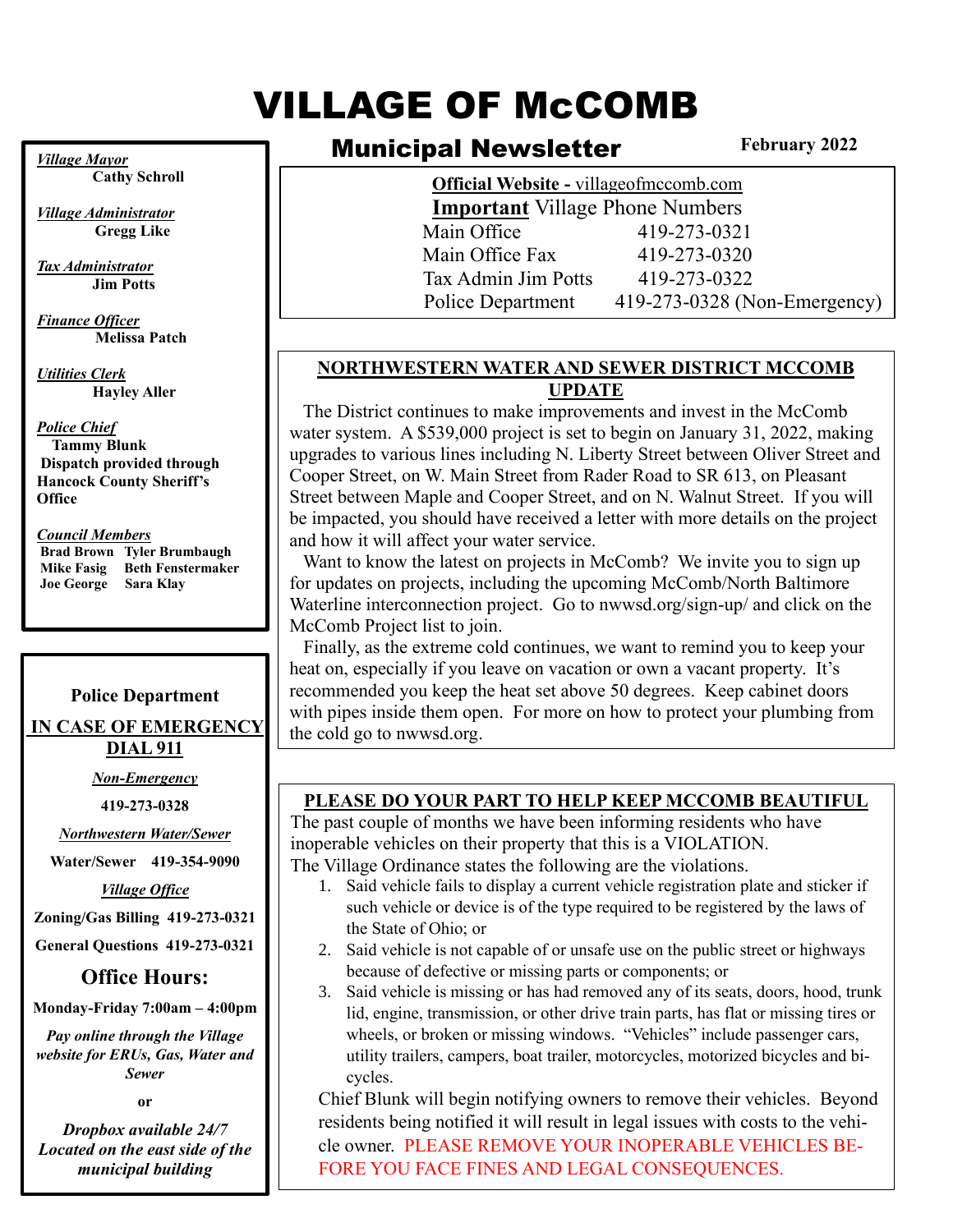# VILLAGE OF McCOMB

## Municipal Newsletter

**February 2022**

*Village Mayor*
**Cathy Schroll**

*Village Administrator*
**Gregg Like**

*Tax Administrator*
**Jim Potts**

*Finance Officer*
**Melissa Patch**

*Utilities Clerk*
**Hayley Aller**

*Police Chief*
**Tammy Blunk**
**Dispatch provided through Hancock County Sheriff's Office**

*Council Members*

| | |
|---|---|
| **Brad Brown** | **Tyler Brumbaugh** |
| **Mike Fasig** | **Beth Fenstermaker** |
| **Joe George** | **Sara Klay** |

**Police Department**

**IN CASE OF EMERGENCY DIAL 911**

*Non-Emergency*

**419-273-0328**

*Northwestern Water/Sewer*

**Water/Sewer 419-354-9090**

*Village Office*

**Zoning/Gas Billing 419-273-0321**

**General Questions 419-273-0321**

### Office Hours:

**Monday-Friday 7:00am – 4:00pm**

***Pay online through the Village website for ERUs, Gas, Water and Sewer***

**or**

***Dropbox available 24/7 Located on the east side of the municipal building***

---

**Official Website -** villageofmccomb.com

**Important** Village Phone Numbers

| | |
|---|---|
| Main Office | 419-273-0321 |
| Main Office Fax | 419-273-0320 |
| Tax Admin Jim Potts | 419-273-0322 |
| Police Department | 419-273-0328 (Non-Emergency) |

### NORTHWESTERN WATER AND SEWER DISTRICT MCCOMB UPDATE

The District continues to make improvements and invest in the McComb water system. A $539,000 project is set to begin on January 31, 2022, making upgrades to various lines including N. Liberty Street between Oliver Street and Cooper Street, on W. Main Street from Rader Road to SR 613, on Pleasant Street between Maple and Cooper Street, and on N. Walnut Street. If you will be impacted, you should have received a letter with more details on the project and how it will affect your water service.

Want to know the latest on projects in McComb? We invite you to sign up for updates on projects, including the upcoming McComb/North Baltimore Waterline interconnection project. Go to nwwsd.org/sign-up/ and click on the McComb Project list to join.

Finally, as the extreme cold continues, we want to remind you to keep your heat on, especially if you leave on vacation or own a vacant property. It's recommended you keep the heat set above 50 degrees. Keep cabinet doors with pipes inside them open. For more on how to protect your plumbing from the cold go to nwwsd.org.

### PLEASE DO YOUR PART TO HELP KEEP MCCOMB BEAUTIFUL

The past couple of months we have been informing residents who have inoperable vehicles on their property that this is a VIOLATION.
The Village Ordinance states the following are the violations.

1. Said vehicle fails to display a current vehicle registration plate and sticker if such vehicle or device is of the type required to be registered by the laws of the State of Ohio; or
2. Said vehicle is not capable of or unsafe use on the public street or highways because of defective or missing parts or components; or
3. Said vehicle is missing or has had removed any of its seats, doors, hood, trunk lid, engine, transmission, or other drive train parts, has flat or missing tires or wheels, or broken or missing windows. "Vehicles" include passenger cars, utility trailers, campers, boat trailer, motorcycles, motorized bicycles and bicycles.

Chief Blunk will begin notifying owners to remove their vehicles. Beyond residents being notified it will result in legal issues with costs to the vehicle owner. PLEASE REMOVE YOUR INOPERABLE VEHICLES BEFORE YOU FACE FINES AND LEGAL CONSEQUENCES.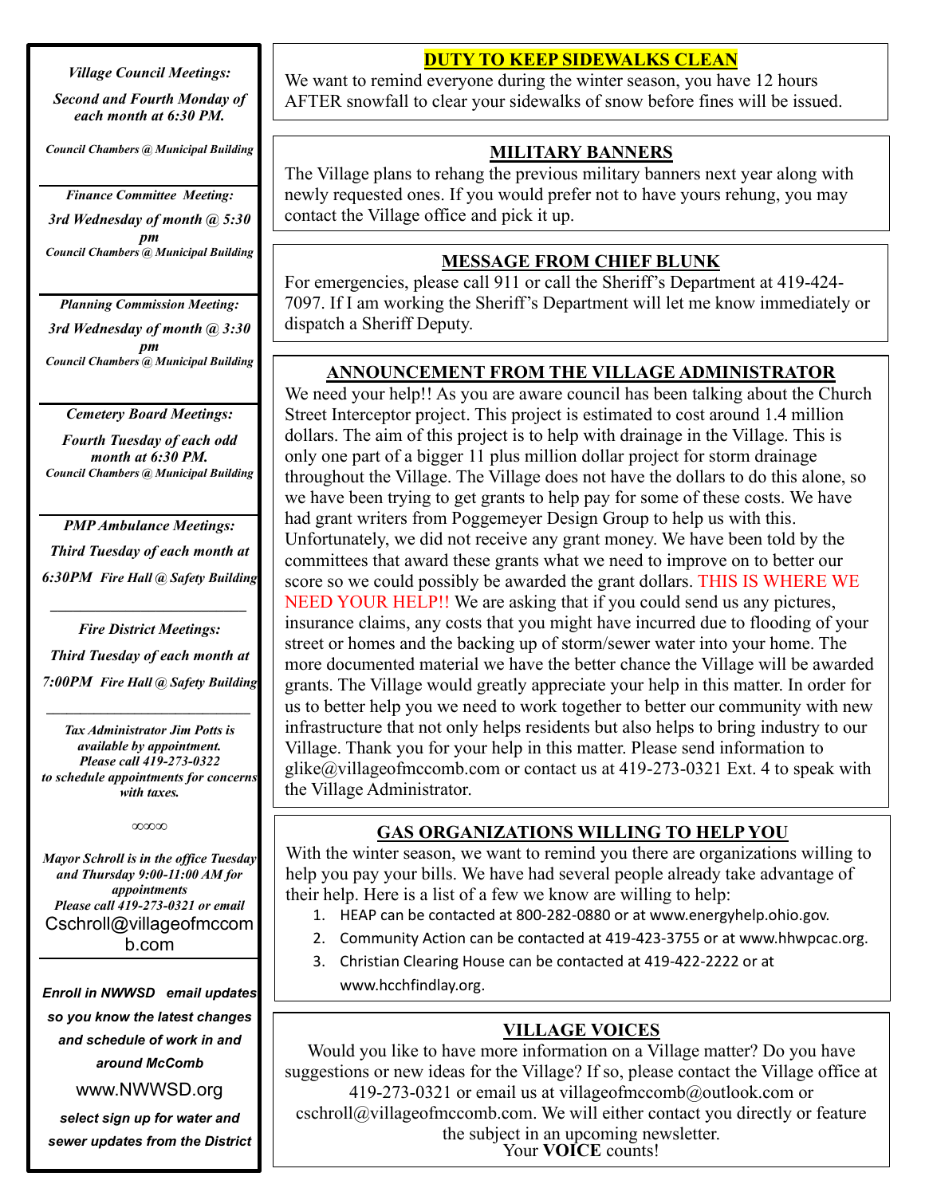*Village Council Meetings:*

***Second and Fourth Monday of each month at 6:30 PM.***

***Council Chambers @ Municipal Building***

*Finance Committee Meeting:*

***3rd Wednesday of month @ 5:30 pm***

***Council Chambers @ Municipal Building***

*Planning Commission Meeting:*

***3rd Wednesday of month @ 3:30 pm***

***Council Chambers @ Municipal Building***

*Cemetery Board Meetings:*

***Fourth Tuesday of each odd month at 6:30 PM.***

***Council Chambers @ Municipal Building***

*PMP Ambulance Meetings:*

***Third Tuesday of each month at 6:30PM Fire Hall @ Safety Building***

*Fire District Meetings:*

***Third Tuesday of each month at 7:00PM Fire Hall @ Safety Building***

***Tax Administrator Jim Potts is available by appointment. Please call 419-273-0322 to schedule appointments for concerns with taxes.***

∞∞∞

***Mayor Schroll is in the office Tuesday and Thursday 9:00-11:00 AM for appointments Please call 419-273-0321 or email*** Cschroll@villageofmccomb.com

***Enroll in NWWSD email updates so you know the latest changes and schedule of work in and around McComb***

www.NWWSD.org

***select sign up for water and sewer updates from the District***

## DUTY TO KEEP SIDEWALKS CLEAN

We want to remind everyone during the winter season, you have 12 hours AFTER snowfall to clear your sidewalks of snow before fines will be issued.

## MILITARY BANNERS

The Village plans to rehang the previous military banners next year along with newly requested ones. If you would prefer not to have yours rehung, you may contact the Village office and pick it up.

## MESSAGE FROM CHIEF BLUNK

For emergencies, please call 911 or call the Sheriff's Department at 419-424-7097. If I am working the Sheriff's Department will let me know immediately or dispatch a Sheriff Deputy.

## ANNOUNCEMENT FROM THE VILLAGE ADMINISTRATOR

We need your help!! As you are aware council has been talking about the Church Street Interceptor project. This project is estimated to cost around 1.4 million dollars. The aim of this project is to help with drainage in the Village. This is only one part of a bigger 11 plus million dollar project for storm drainage throughout the Village. The Village does not have the dollars to do this alone, so we have been trying to get grants to help pay for some of these costs. We have had grant writers from Poggemeyer Design Group to help us with this. Unfortunately, we did not receive any grant money. We have been told by the committees that award these grants what we need to improve on to better our score so we could possibly be awarded the grant dollars. THIS IS WHERE WE NEED YOUR HELP!! We are asking that if you could send us any pictures, insurance claims, any costs that you might have incurred due to flooding of your street or homes and the backing up of storm/sewer water into your home. The more documented material we have the better chance the Village will be awarded grants. The Village would greatly appreciate your help in this matter. In order for us to better help you we need to work together to better our community with new infrastructure that not only helps residents but also helps to bring industry to our Village. Thank you for your help in this matter. Please send information to glike@villageofmccomb.com or contact us at 419-273-0321 Ext. 4 to speak with the Village Administrator.

## GAS ORGANIZATIONS WILLING TO HELP YOU

With the winter season, we want to remind you there are organizations willing to help you pay your bills. We have had several people already take advantage of their help. Here is a list of a few we know are willing to help:

1. HEAP can be contacted at 800-282-0880 or at www.energyhelp.ohio.gov.
2. Community Action can be contacted at 419-423-3755 or at www.hhwpcac.org.
3. Christian Clearing House can be contacted at 419-422-2222 or at www.hcchfindlay.org.

## VILLAGE VOICES

Would you like to have more information on a Village matter? Do you have suggestions or new ideas for the Village? If so, please contact the Village office at 419-273-0321 or email us at villageofmccomb@outlook.com or cschroll@villageofmccomb.com. We will either contact you directly or feature the subject in an upcoming newsletter.
Your **VOICE** counts!